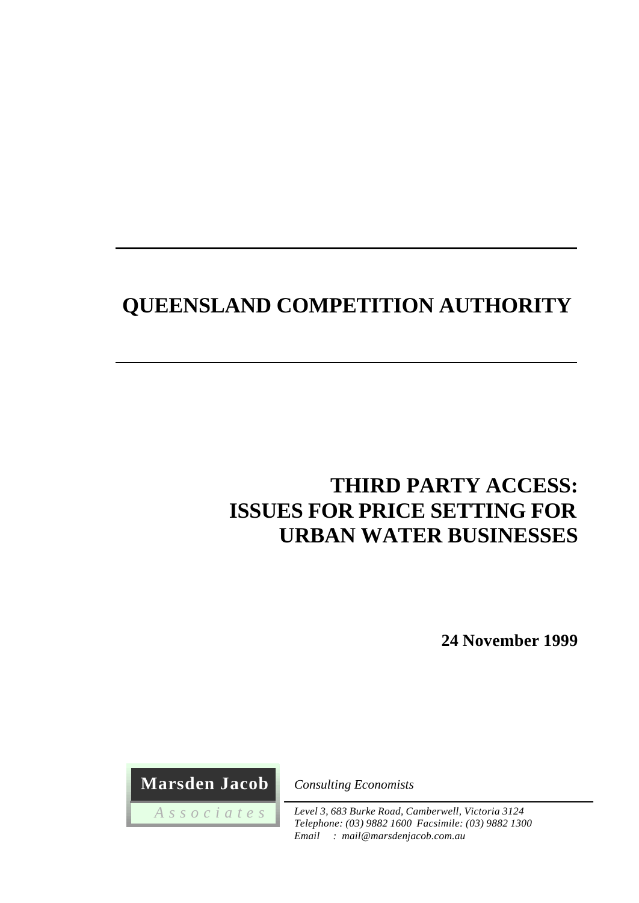# QUEENSLAND COMPETITION AUTHORITY

# THIRD PARTY ACCESS: ISSUES FOR PRICE SETTING FOR URBAN WATER BUSINESSES

**24 November 1999**

**Marsden Jacob**
*Associates*

*Consulting Economists*

*Level 3, 683 Burke Road, Camberwell, Victoria 3124*
*Telephone: (03) 9882 1600 Facsimile: (03) 9882 1300*
*Email : mail@marsdenjacob.com.au*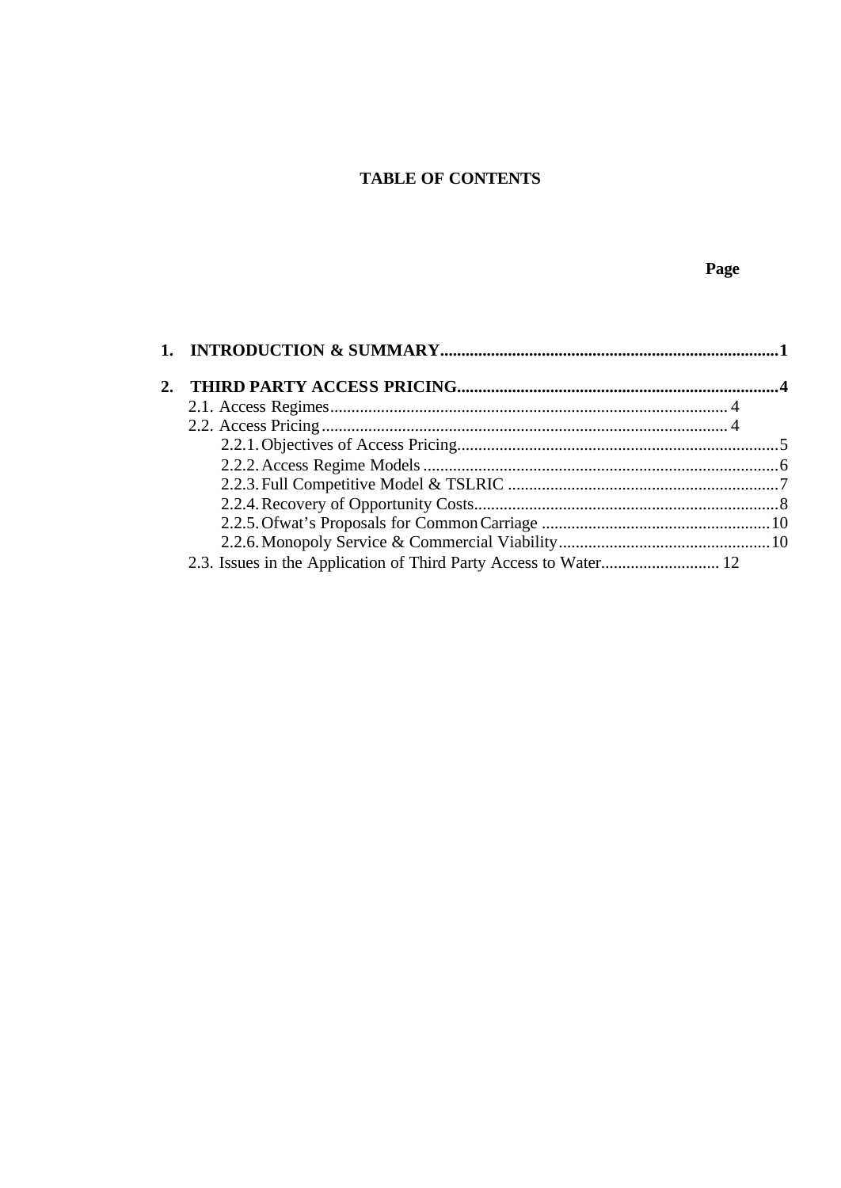**TABLE OF CONTENTS**

**Page**

**1. INTRODUCTION & SUMMARY................................................................................1**

**2. THIRD PARTY ACCESS PRICING...........................................................................4**

- 2.1. Access Regimes............................................................................................. 4
- 2.2. Access Pricing................................................................................................ 4
  - 2.2.1. Objectives of Access Pricing............................................................................5
  - 2.2.2. Access Regime Models...................................................................................6
  - 2.2.3. Full Competitive Model & TSLRIC ................................................................7
  - 2.2.4. Recovery of Opportunity Costs........................................................................8
  - 2.2.5. Ofwat's Proposals for Common Carriage ......................................................10
  - 2.2.6. Monopoly Service & Commercial Viability..................................................10
- 2.3. Issues in the Application of Third Party Access to Water............................ 12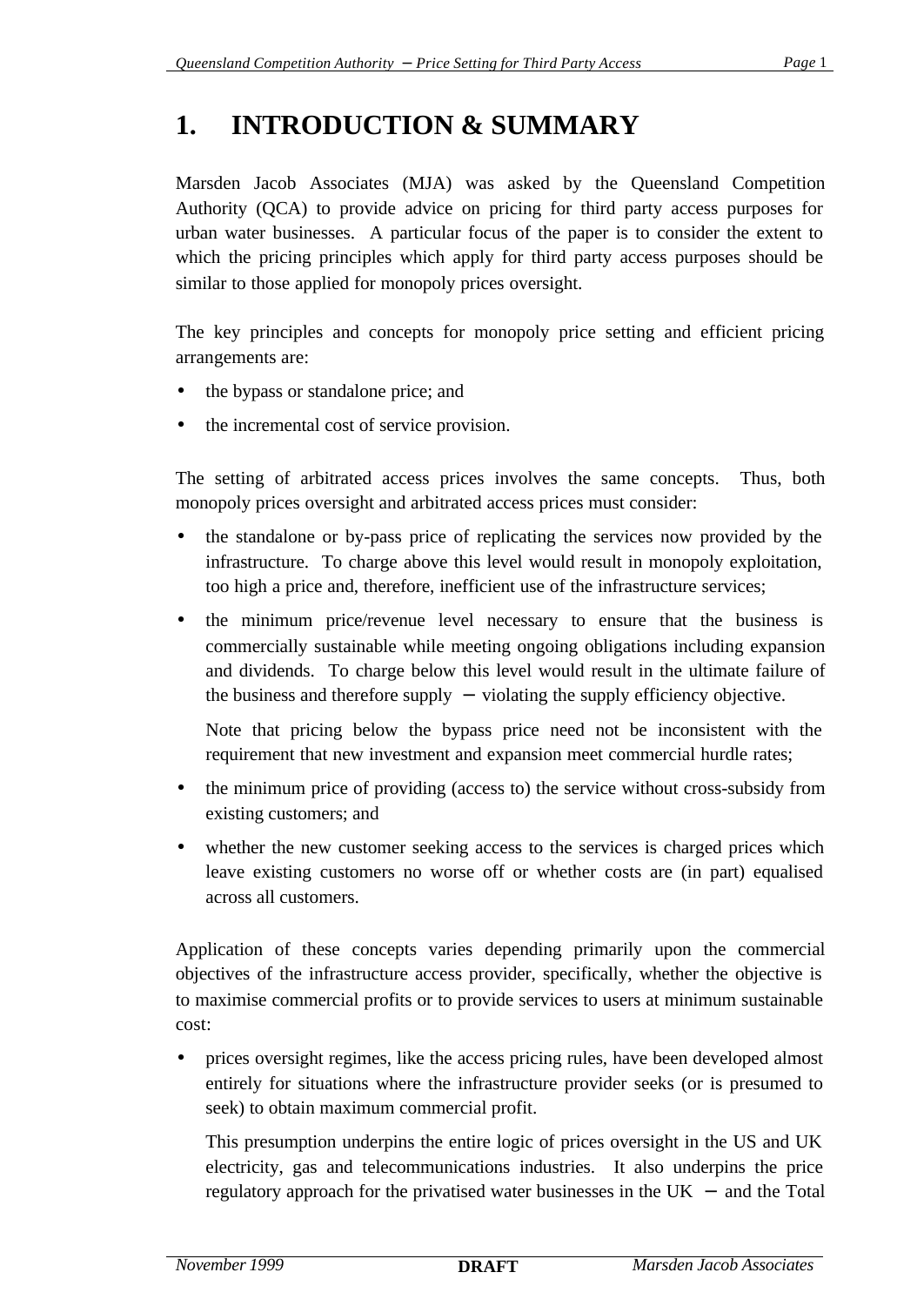# 1. INTRODUCTION & SUMMARY

Marsden Jacob Associates (MJA) was asked by the Queensland Competition Authority (QCA) to provide advice on pricing for third party access purposes for urban water businesses. A particular focus of the paper is to consider the extent to which the pricing principles which apply for third party access purposes should be similar to those applied for monopoly prices oversight.

The key principles and concepts for monopoly price setting and efficient pricing arrangements are:

- the bypass or standalone price; and
- the incremental cost of service provision.

The setting of arbitrated access prices involves the same concepts. Thus, both monopoly prices oversight and arbitrated access prices must consider:

- the standalone or by-pass price of replicating the services now provided by the infrastructure. To charge above this level would result in monopoly exploitation, too high a price and, therefore, inefficient use of the infrastructure services;
- the minimum price/revenue level necessary to ensure that the business is commercially sustainable while meeting ongoing obligations including expansion and dividends. To charge below this level would result in the ultimate failure of the business and therefore supply – violating the supply efficiency objective.

  Note that pricing below the bypass price need not be inconsistent with the requirement that new investment and expansion meet commercial hurdle rates;
- the minimum price of providing (access to) the service without cross-subsidy from existing customers; and
- whether the new customer seeking access to the services is charged prices which leave existing customers no worse off or whether costs are (in part) equalised across all customers.

Application of these concepts varies depending primarily upon the commercial objectives of the infrastructure access provider, specifically, whether the objective is to maximise commercial profits or to provide services to users at minimum sustainable cost:

- prices oversight regimes, like the access pricing rules, have been developed almost entirely for situations where the infrastructure provider seeks (or is presumed to seek) to obtain maximum commercial profit.

  This presumption underpins the entire logic of prices oversight in the US and UK electricity, gas and telecommunications industries. It also underpins the price regulatory approach for the privatised water businesses in the UK – and the Total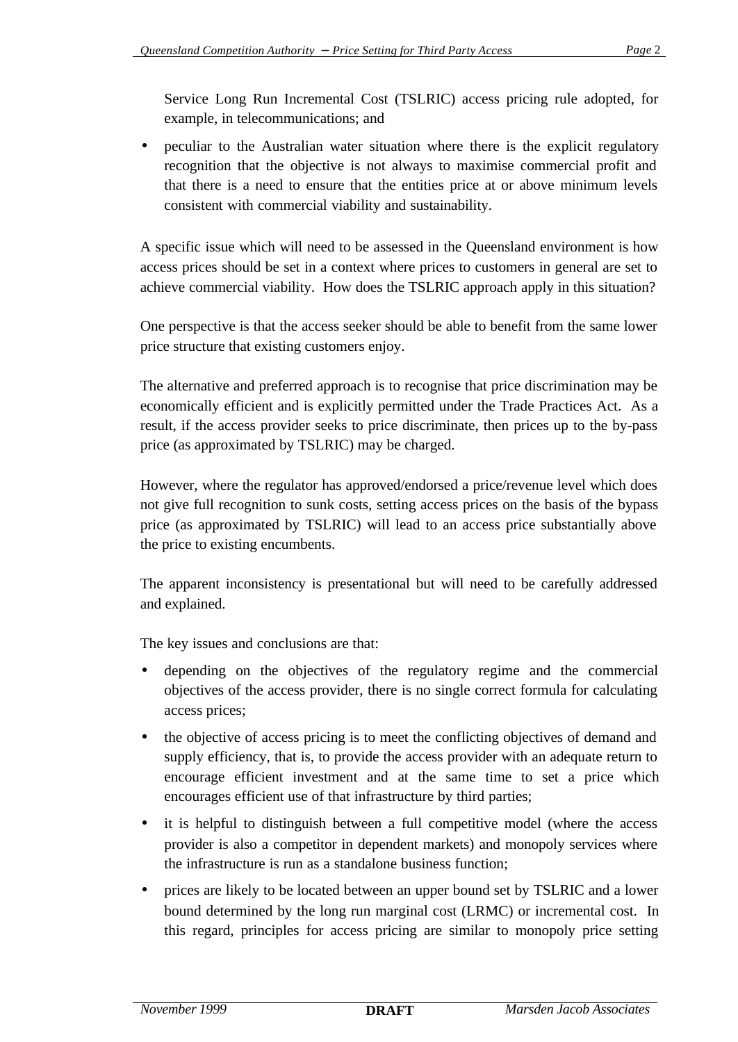Service Long Run Incremental Cost (TSLRIC) access pricing rule adopted, for example, in telecommunications; and

- peculiar to the Australian water situation where there is the explicit regulatory recognition that the objective is not always to maximise commercial profit and that there is a need to ensure that the entities price at or above minimum levels consistent with commercial viability and sustainability.

A specific issue which will need to be assessed in the Queensland environment is how access prices should be set in a context where prices to customers in general are set to achieve commercial viability. How does the TSLRIC approach apply in this situation?

One perspective is that the access seeker should be able to benefit from the same lower price structure that existing customers enjoy.

The alternative and preferred approach is to recognise that price discrimination may be economically efficient and is explicitly permitted under the Trade Practices Act. As a result, if the access provider seeks to price discriminate, then prices up to the by-pass price (as approximated by TSLRIC) may be charged.

However, where the regulator has approved/endorsed a price/revenue level which does not give full recognition to sunk costs, setting access prices on the basis of the bypass price (as approximated by TSLRIC) will lead to an access price substantially above the price to existing encumbents.

The apparent inconsistency is presentational but will need to be carefully addressed and explained.

The key issues and conclusions are that:

- depending on the objectives of the regulatory regime and the commercial objectives of the access provider, there is no single correct formula for calculating access prices;
- the objective of access pricing is to meet the conflicting objectives of demand and supply efficiency, that is, to provide the access provider with an adequate return to encourage efficient investment and at the same time to set a price which encourages efficient use of that infrastructure by third parties;
- it is helpful to distinguish between a full competitive model (where the access provider is also a competitor in dependent markets) and monopoly services where the infrastructure is run as a standalone business function;
- prices are likely to be located between an upper bound set by TSLRIC and a lower bound determined by the long run marginal cost (LRMC) or incremental cost. In this regard, principles for access pricing are similar to monopoly price setting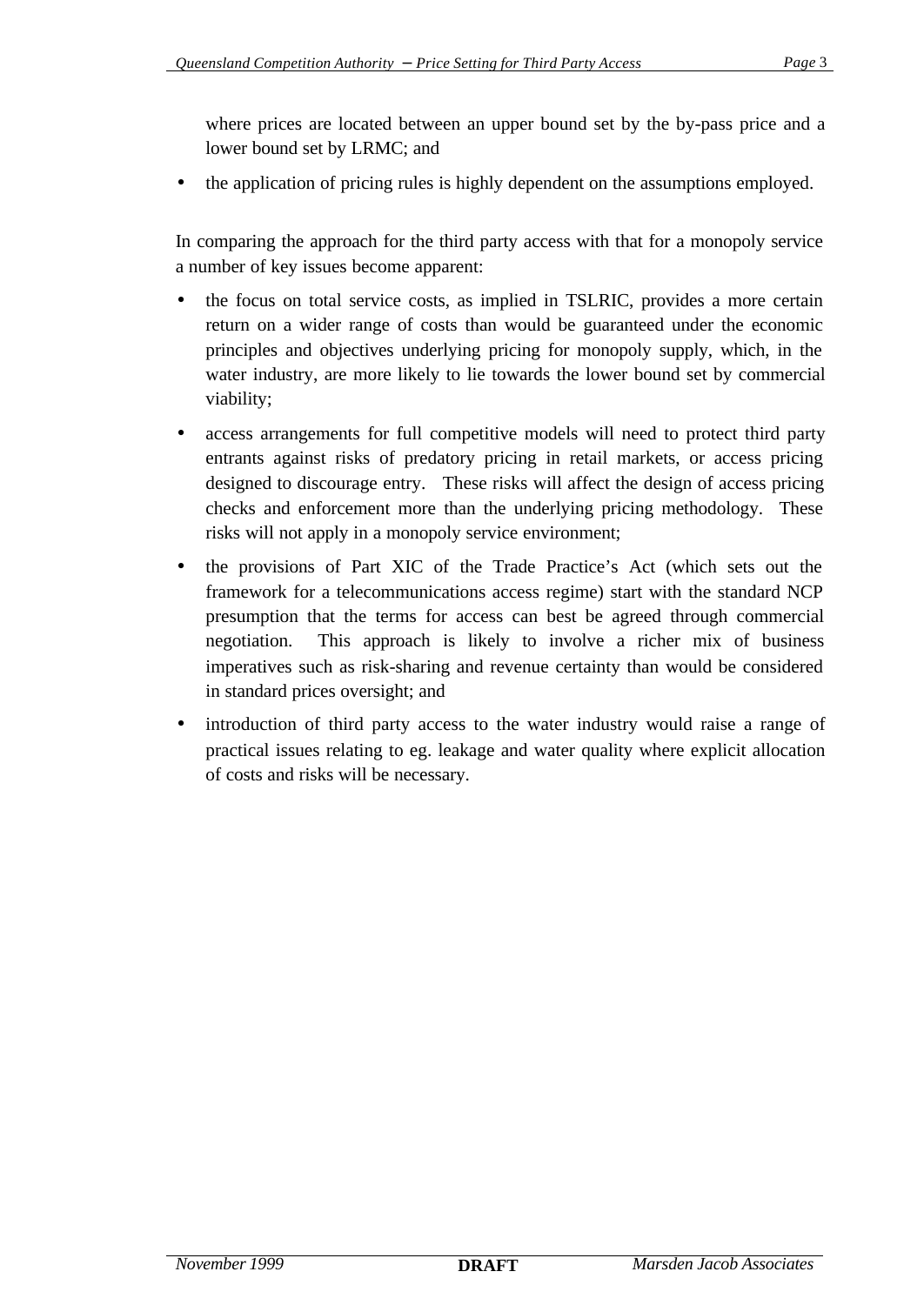where prices are located between an upper bound set by the by-pass price and a lower bound set by LRMC; and

- the application of pricing rules is highly dependent on the assumptions employed.

In comparing the approach for the third party access with that for a monopoly service a number of key issues become apparent:

- the focus on total service costs, as implied in TSLRIC, provides a more certain return on a wider range of costs than would be guaranteed under the economic principles and objectives underlying pricing for monopoly supply, which, in the water industry, are more likely to lie towards the lower bound set by commercial viability;
- access arrangements for full competitive models will need to protect third party entrants against risks of predatory pricing in retail markets, or access pricing designed to discourage entry. These risks will affect the design of access pricing checks and enforcement more than the underlying pricing methodology. These risks will not apply in a monopoly service environment;
- the provisions of Part XIC of the Trade Practice's Act (which sets out the framework for a telecommunications access regime) start with the standard NCP presumption that the terms for access can best be agreed through commercial negotiation. This approach is likely to involve a richer mix of business imperatives such as risk-sharing and revenue certainty than would be considered in standard prices oversight; and
- introduction of third party access to the water industry would raise a range of practical issues relating to eg. leakage and water quality where explicit allocation of costs and risks will be necessary.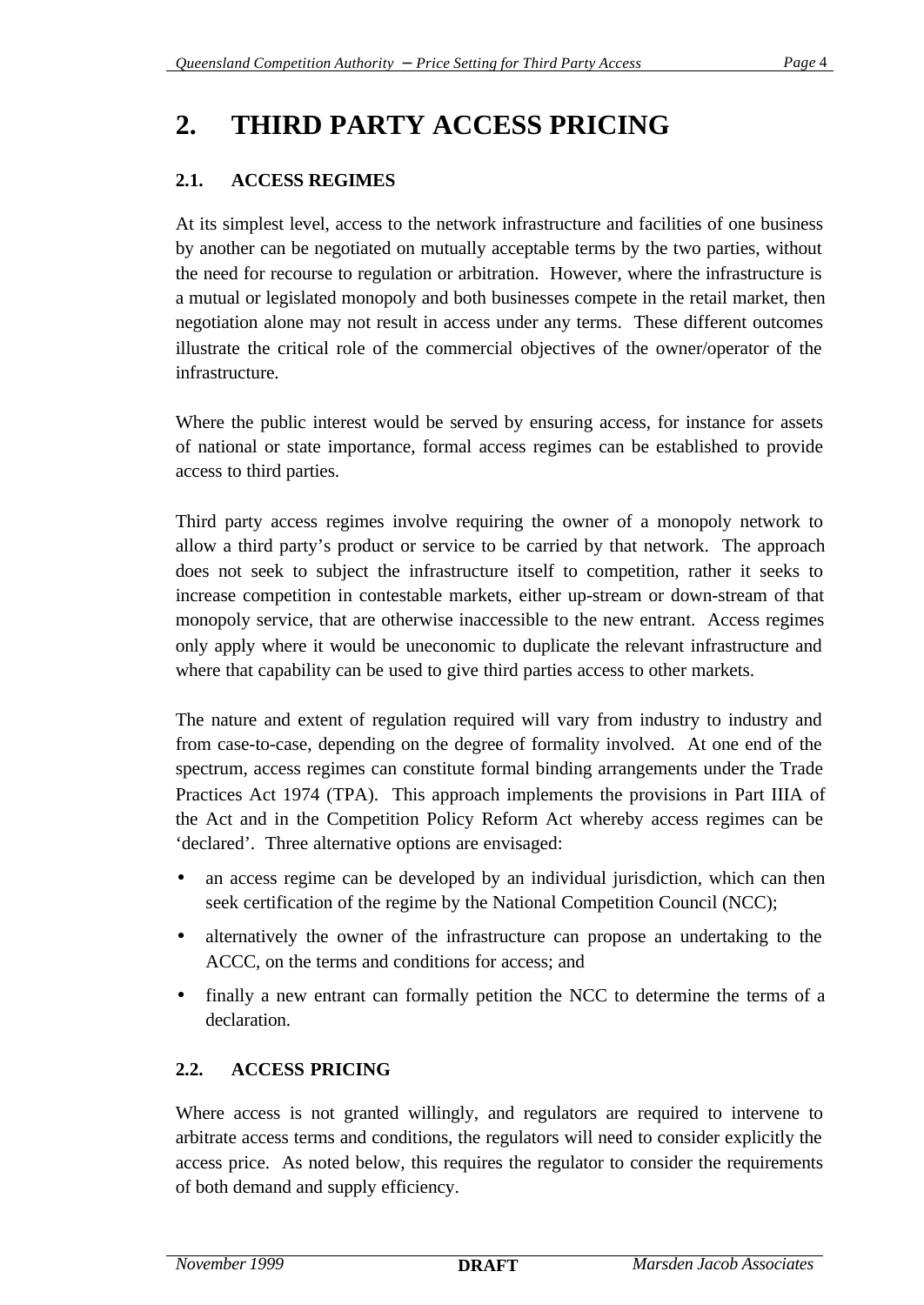# 2. THIRD PARTY ACCESS PRICING

## 2.1. ACCESS REGIMES

At its simplest level, access to the network infrastructure and facilities of one business by another can be negotiated on mutually acceptable terms by the two parties, without the need for recourse to regulation or arbitration. However, where the infrastructure is a mutual or legislated monopoly and both businesses compete in the retail market, then negotiation alone may not result in access under any terms. These different outcomes illustrate the critical role of the commercial objectives of the owner/operator of the infrastructure.

Where the public interest would be served by ensuring access, for instance for assets of national or state importance, formal access regimes can be established to provide access to third parties.

Third party access regimes involve requiring the owner of a monopoly network to allow a third party's product or service to be carried by that network. The approach does not seek to subject the infrastructure itself to competition, rather it seeks to increase competition in contestable markets, either up-stream or down-stream of that monopoly service, that are otherwise inaccessible to the new entrant. Access regimes only apply where it would be uneconomic to duplicate the relevant infrastructure and where that capability can be used to give third parties access to other markets.

The nature and extent of regulation required will vary from industry to industry and from case-to-case, depending on the degree of formality involved. At one end of the spectrum, access regimes can constitute formal binding arrangements under the Trade Practices Act 1974 (TPA). This approach implements the provisions in Part IIIA of the Act and in the Competition Policy Reform Act whereby access regimes can be 'declared'. Three alternative options are envisaged:

- an access regime can be developed by an individual jurisdiction, which can then seek certification of the regime by the National Competition Council (NCC);
- alternatively the owner of the infrastructure can propose an undertaking to the ACCC, on the terms and conditions for access; and
- finally a new entrant can formally petition the NCC to determine the terms of a declaration.

## 2.2. ACCESS PRICING

Where access is not granted willingly, and regulators are required to intervene to arbitrate access terms and conditions, the regulators will need to consider explicitly the access price. As noted below, this requires the regulator to consider the requirements of both demand and supply efficiency.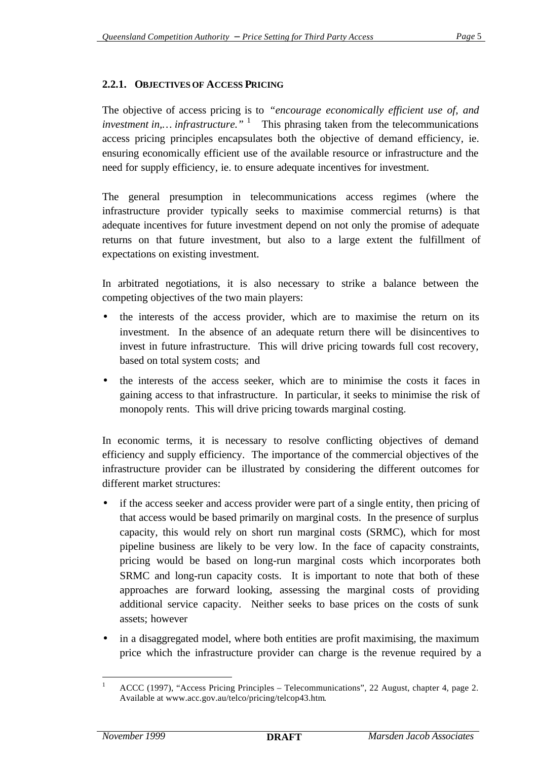### 2.2.1. Objectives of Access Pricing

The objective of access pricing is to *"encourage economically efficient use of, and investment in,… infrastructure."* [1] This phrasing taken from the telecommunications access pricing principles encapsulates both the objective of demand efficiency, ie. ensuring economically efficient use of the available resource or infrastructure and the need for supply efficiency, ie. to ensure adequate incentives for investment.

The general presumption in telecommunications access regimes (where the infrastructure provider typically seeks to maximise commercial returns) is that adequate incentives for future investment depend on not only the promise of adequate returns on that future investment, but also to a large extent the fulfillment of expectations on existing investment.

In arbitrated negotiations, it is also necessary to strike a balance between the competing objectives of the two main players:

- the interests of the access provider, which are to maximise the return on its investment. In the absence of an adequate return there will be disincentives to invest in future infrastructure. This will drive pricing towards full cost recovery, based on total system costs; and
- the interests of the access seeker, which are to minimise the costs it faces in gaining access to that infrastructure. In particular, it seeks to minimise the risk of monopoly rents. This will drive pricing towards marginal costing.

In economic terms, it is necessary to resolve conflicting objectives of demand efficiency and supply efficiency. The importance of the commercial objectives of the infrastructure provider can be illustrated by considering the different outcomes for different market structures:

- if the access seeker and access provider were part of a single entity, then pricing of that access would be based primarily on marginal costs. In the presence of surplus capacity, this would rely on short run marginal costs (SRMC), which for most pipeline business are likely to be very low. In the face of capacity constraints, pricing would be based on long-run marginal costs which incorporates both SRMC and long-run capacity costs. It is important to note that both of these approaches are forward looking, assessing the marginal costs of providing additional service capacity. Neither seeks to base prices on the costs of sunk assets; however
- in a disaggregated model, where both entities are profit maximising, the maximum price which the infrastructure provider can charge is the revenue required by a

---

[1] ACCC (1997), "Access Pricing Principles – Telecommunications", 22 August, chapter 4, page 2. Available at www.acc.gov.au/telco/pricing/telcop43.htm.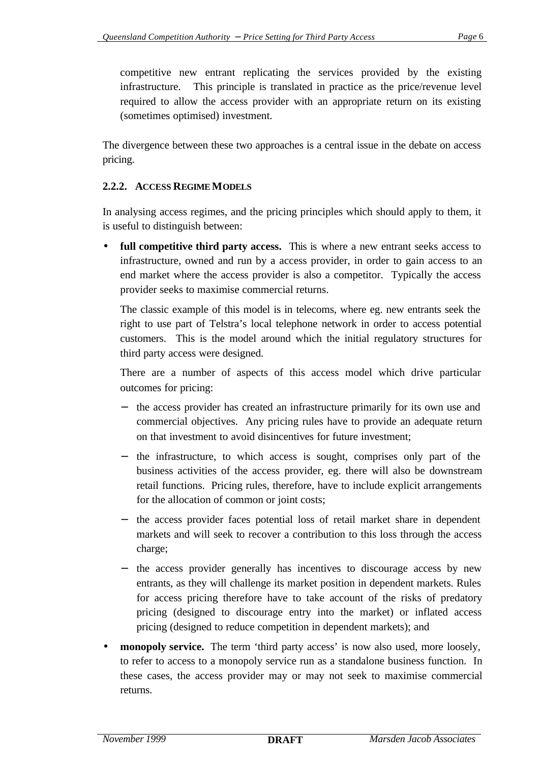competitive new entrant replicating the services provided by the existing infrastructure. This principle is translated in practice as the price/revenue level required to allow the access provider with an appropriate return on its existing (sometimes optimised) investment.

The divergence between these two approaches is a central issue in the debate on access pricing.

#### 2.2.2. Access Regime Models

In analysing access regimes, and the pricing principles which should apply to them, it is useful to distinguish between:

- **full competitive third party access.** This is where a new entrant seeks access to infrastructure, owned and run by a access provider, in order to gain access to an end market where the access provider is also a competitor. Typically the access provider seeks to maximise commercial returns.

  The classic example of this model is in telecoms, where eg. new entrants seek the right to use part of Telstra's local telephone network in order to access potential customers. This is the model around which the initial regulatory structures for third party access were designed.

  There are a number of aspects of this access model which drive particular outcomes for pricing:

  - the access provider has created an infrastructure primarily for its own use and commercial objectives. Any pricing rules have to provide an adequate return on that investment to avoid disincentives for future investment;
  - the infrastructure, to which access is sought, comprises only part of the business activities of the access provider, eg. there will also be downstream retail functions. Pricing rules, therefore, have to include explicit arrangements for the allocation of common or joint costs;
  - the access provider faces potential loss of retail market share in dependent markets and will seek to recover a contribution to this loss through the access charge;
  - the access provider generally has incentives to discourage access by new entrants, as they will challenge its market position in dependent markets. Rules for access pricing therefore have to take account of the risks of predatory pricing (designed to discourage entry into the market) or inflated access pricing (designed to reduce competition in dependent markets); and

- **monopoly service.** The term 'third party access' is now also used, more loosely, to refer to access to a monopoly service run as a standalone business function. In these cases, the access provider may or may not seek to maximise commercial returns.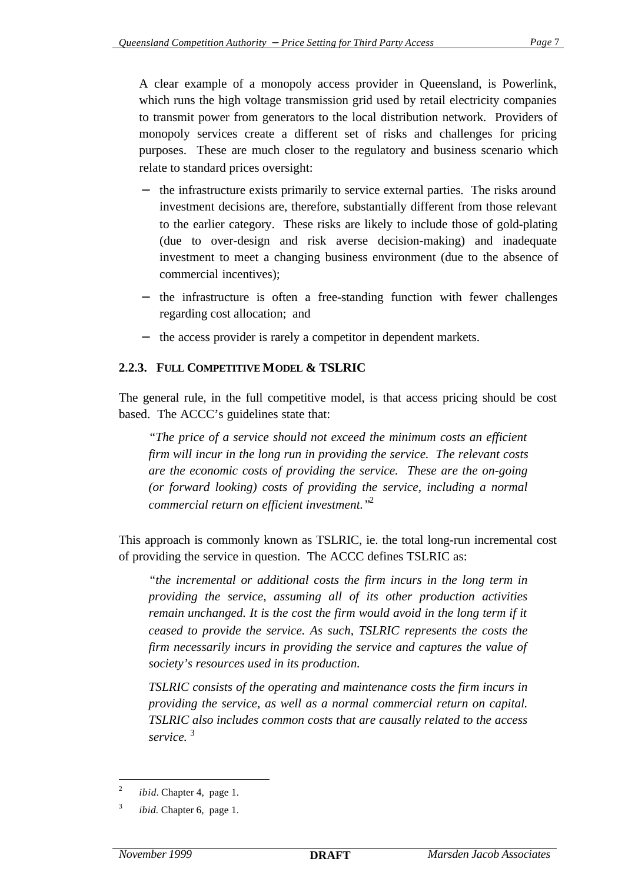A clear example of a monopoly access provider in Queensland, is Powerlink, which runs the high voltage transmission grid used by retail electricity companies to transmit power from generators to the local distribution network. Providers of monopoly services create a different set of risks and challenges for pricing purposes. These are much closer to the regulatory and business scenario which relate to standard prices oversight:

- the infrastructure exists primarily to service external parties. The risks around investment decisions are, therefore, substantially different from those relevant to the earlier category. These risks are likely to include those of gold-plating (due to over-design and risk averse decision-making) and inadequate investment to meet a changing business environment (due to the absence of commercial incentives);
- the infrastructure is often a free-standing function with fewer challenges regarding cost allocation; and
- the access provider is rarely a competitor in dependent markets.

#### 2.2.3. FULL COMPETITIVE MODEL & TSLRIC

The general rule, in the full competitive model, is that access pricing should be cost based. The ACCC's guidelines state that:

> *"The price of a service should not exceed the minimum costs an efficient firm will incur in the long run in providing the service. The relevant costs are the economic costs of providing the service. These are the on-going (or forward looking) costs of providing the service, including a normal commercial return on efficient investment."*[2]

This approach is commonly known as TSLRIC, ie. the total long-run incremental cost of providing the service in question. The ACCC defines TSLRIC as:

> *"the incremental or additional costs the firm incurs in the long term in providing the service, assuming all of its other production activities remain unchanged. It is the cost the firm would avoid in the long term if it ceased to provide the service. As such, TSLRIC represents the costs the firm necessarily incurs in providing the service and captures the value of society's resources used in its production.*
>
> *TSLRIC consists of the operating and maintenance costs the firm incurs in providing the service, as well as a normal commercial return on capital. TSLRIC also includes common costs that are causally related to the access service.* [3]

---

[2] *ibid*. Chapter 4, page 1.

[3] *ibid*. Chapter 6, page 1.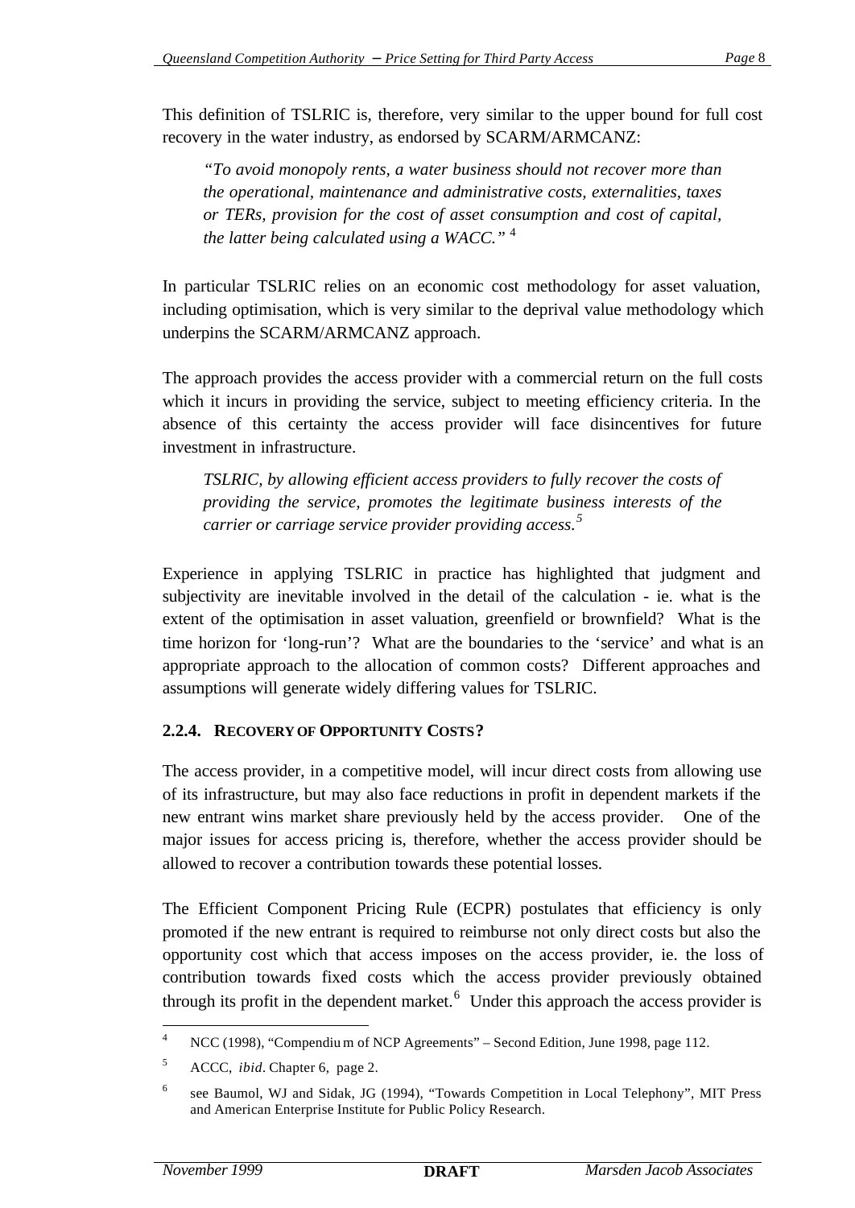This definition of TSLRIC is, therefore, very similar to the upper bound for full cost recovery in the water industry, as endorsed by SCARM/ARMCANZ:

> *"To avoid monopoly rents, a water business should not recover more than the operational, maintenance and administrative costs, externalities, taxes or TERs, provision for the cost of asset consumption and cost of capital, the latter being calculated using a WACC."* [4]

In particular TSLRIC relies on an economic cost methodology for asset valuation, including optimisation, which is very similar to the deprival value methodology which underpins the SCARM/ARMCANZ approach.

The approach provides the access provider with a commercial return on the full costs which it incurs in providing the service, subject to meeting efficiency criteria. In the absence of this certainty the access provider will face disincentives for future investment in infrastructure.

> *TSLRIC, by allowing efficient access providers to fully recover the costs of providing the service, promotes the legitimate business interests of the carrier or carriage service provider providing access.*[5]

Experience in applying TSLRIC in practice has highlighted that judgment and subjectivity are inevitable involved in the detail of the calculation - ie. what is the extent of the optimisation in asset valuation, greenfield or brownfield? What is the time horizon for 'long-run'? What are the boundaries to the 'service' and what is an appropriate approach to the allocation of common costs? Different approaches and assumptions will generate widely differing values for TSLRIC.

### 2.2.4. RECOVERY OF OPPORTUNITY COSTS?

The access provider, in a competitive model, will incur direct costs from allowing use of its infrastructure, but may also face reductions in profit in dependent markets if the new entrant wins market share previously held by the access provider. One of the major issues for access pricing is, therefore, whether the access provider should be allowed to recover a contribution towards these potential losses.

The Efficient Component Pricing Rule (ECPR) postulates that efficiency is only promoted if the new entrant is required to reimburse not only direct costs but also the opportunity cost which that access imposes on the access provider, ie. the loss of contribution towards fixed costs which the access provider previously obtained through its profit in the dependent market.[6] Under this approach the access provider is

---

[4] NCC (1998), "Compendium of NCP Agreements" – Second Edition, June 1998, page 112.

[5] ACCC, *ibid*. Chapter 6, page 2.

[6] see Baumol, WJ and Sidak, JG (1994), "Towards Competition in Local Telephony", MIT Press and American Enterprise Institute for Public Policy Research.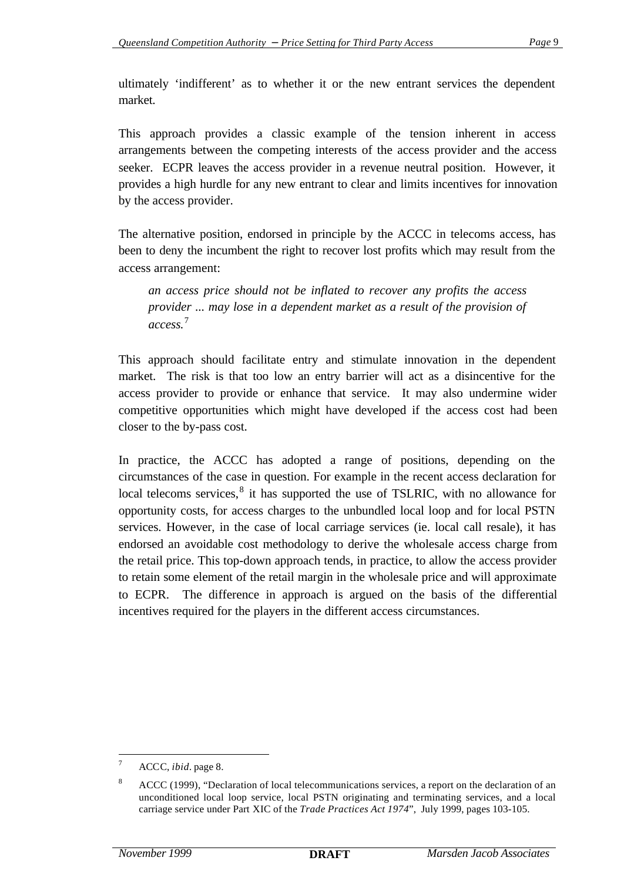ultimately 'indifferent' as to whether it or the new entrant services the dependent market.

This approach provides a classic example of the tension inherent in access arrangements between the competing interests of the access provider and the access seeker. ECPR leaves the access provider in a revenue neutral position. However, it provides a high hurdle for any new entrant to clear and limits incentives for innovation by the access provider.

The alternative position, endorsed in principle by the ACCC in telecoms access, has been to deny the incumbent the right to recover lost profits which may result from the access arrangement:

> *an access price should not be inflated to recover any profits the access provider ... may lose in a dependent market as a result of the provision of access.*[7]

This approach should facilitate entry and stimulate innovation in the dependent market. The risk is that too low an entry barrier will act as a disincentive for the access provider to provide or enhance that service. It may also undermine wider competitive opportunities which might have developed if the access cost had been closer to the by-pass cost.

In practice, the ACCC has adopted a range of positions, depending on the circumstances of the case in question. For example in the recent access declaration for local telecoms services,[8] it has supported the use of TSLRIC, with no allowance for opportunity costs, for access charges to the unbundled local loop and for local PSTN services. However, in the case of local carriage services (ie. local call resale), it has endorsed an avoidable cost methodology to derive the wholesale access charge from the retail price. This top-down approach tends, in practice, to allow the access provider to retain some element of the retail margin in the wholesale price and will approximate to ECPR. The difference in approach is argued on the basis of the differential incentives required for the players in the different access circumstances.

---

[7] ACCC, *ibid*. page 8.

[8] ACCC (1999), "Declaration of local telecommunications services, a report on the declaration of an unconditioned local loop service, local PSTN originating and terminating services, and a local carriage service under Part XIC of the *Trade Practices Act 1974*", July 1999, pages 103-105.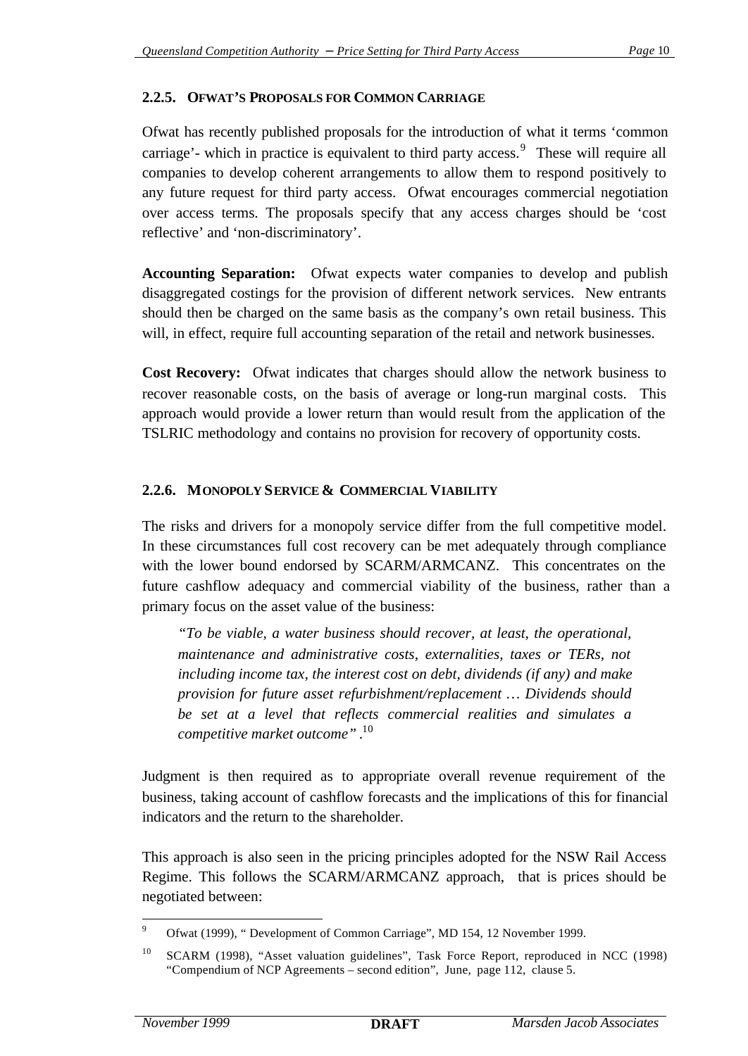### 2.2.5. OFWAT'S PROPOSALS FOR COMMON CARRIAGE

Ofwat has recently published proposals for the introduction of what it terms 'common carriage'- which in practice is equivalent to third party access.[9] These will require all companies to develop coherent arrangements to allow them to respond positively to any future request for third party access. Ofwat encourages commercial negotiation over access terms. The proposals specify that any access charges should be 'cost reflective' and 'non-discriminatory'.

**Accounting Separation:** Ofwat expects water companies to develop and publish disaggregated costings for the provision of different network services. New entrants should then be charged on the same basis as the company's own retail business. This will, in effect, require full accounting separation of the retail and network businesses.

**Cost Recovery:** Ofwat indicates that charges should allow the network business to recover reasonable costs, on the basis of average or long-run marginal costs. This approach would provide a lower return than would result from the application of the TSLRIC methodology and contains no provision for recovery of opportunity costs.

### 2.2.6. MONOPOLY SERVICE & COMMERCIAL VIABILITY

The risks and drivers for a monopoly service differ from the full competitive model. In these circumstances full cost recovery can be met adequately through compliance with the lower bound endorsed by SCARM/ARMCANZ. This concentrates on the future cashflow adequacy and commercial viability of the business, rather than a primary focus on the asset value of the business:

> *"To be viable, a water business should recover, at least, the operational, maintenance and administrative costs, externalities, taxes or TERs, not including income tax, the interest cost on debt, dividends (if any) and make provision for future asset refurbishment/replacement … Dividends should be set at a level that reflects commercial realities and simulates a competitive market outcome"*.[10]

Judgment is then required as to appropriate overall revenue requirement of the business, taking account of cashflow forecasts and the implications of this for financial indicators and the return to the shareholder.

This approach is also seen in the pricing principles adopted for the NSW Rail Access Regime. This follows the SCARM/ARMCANZ approach, that is prices should be negotiated between:

---

[9] Ofwat (1999), " Development of Common Carriage", MD 154, 12 November 1999.

[10] SCARM (1998), "Asset valuation guidelines", Task Force Report, reproduced in NCC (1998) "Compendium of NCP Agreements – second edition", June, page 112, clause 5.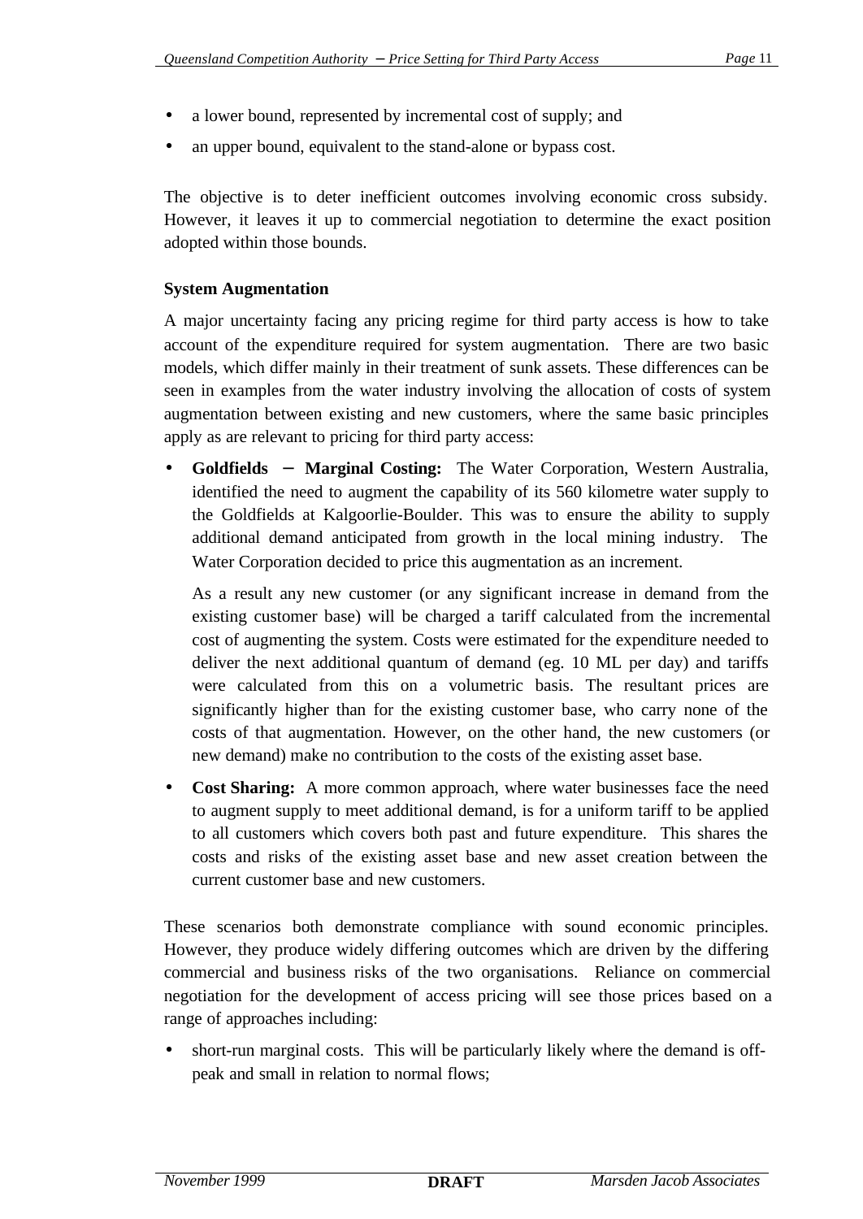- a lower bound, represented by incremental cost of supply; and
- an upper bound, equivalent to the stand-alone or bypass cost.

The objective is to deter inefficient outcomes involving economic cross subsidy. However, it leaves it up to commercial negotiation to determine the exact position adopted within those bounds.

**System Augmentation**

A major uncertainty facing any pricing regime for third party access is how to take account of the expenditure required for system augmentation. There are two basic models, which differ mainly in their treatment of sunk assets. These differences can be seen in examples from the water industry involving the allocation of costs of system augmentation between existing and new customers, where the same basic principles apply as are relevant to pricing for third party access:

- **Goldfields – Marginal Costing:** The Water Corporation, Western Australia, identified the need to augment the capability of its 560 kilometre water supply to the Goldfields at Kalgoorlie-Boulder. This was to ensure the ability to supply additional demand anticipated from growth in the local mining industry. The Water Corporation decided to price this augmentation as an increment.

  As a result any new customer (or any significant increase in demand from the existing customer base) will be charged a tariff calculated from the incremental cost of augmenting the system. Costs were estimated for the expenditure needed to deliver the next additional quantum of demand (eg. 10 ML per day) and tariffs were calculated from this on a volumetric basis. The resultant prices are significantly higher than for the existing customer base, who carry none of the costs of that augmentation. However, on the other hand, the new customers (or new demand) make no contribution to the costs of the existing asset base.

- **Cost Sharing:** A more common approach, where water businesses face the need to augment supply to meet additional demand, is for a uniform tariff to be applied to all customers which covers both past and future expenditure. This shares the costs and risks of the existing asset base and new asset creation between the current customer base and new customers.

These scenarios both demonstrate compliance with sound economic principles. However, they produce widely differing outcomes which are driven by the differing commercial and business risks of the two organisations. Reliance on commercial negotiation for the development of access pricing will see those prices based on a range of approaches including:

- short-run marginal costs. This will be particularly likely where the demand is off-peak and small in relation to normal flows;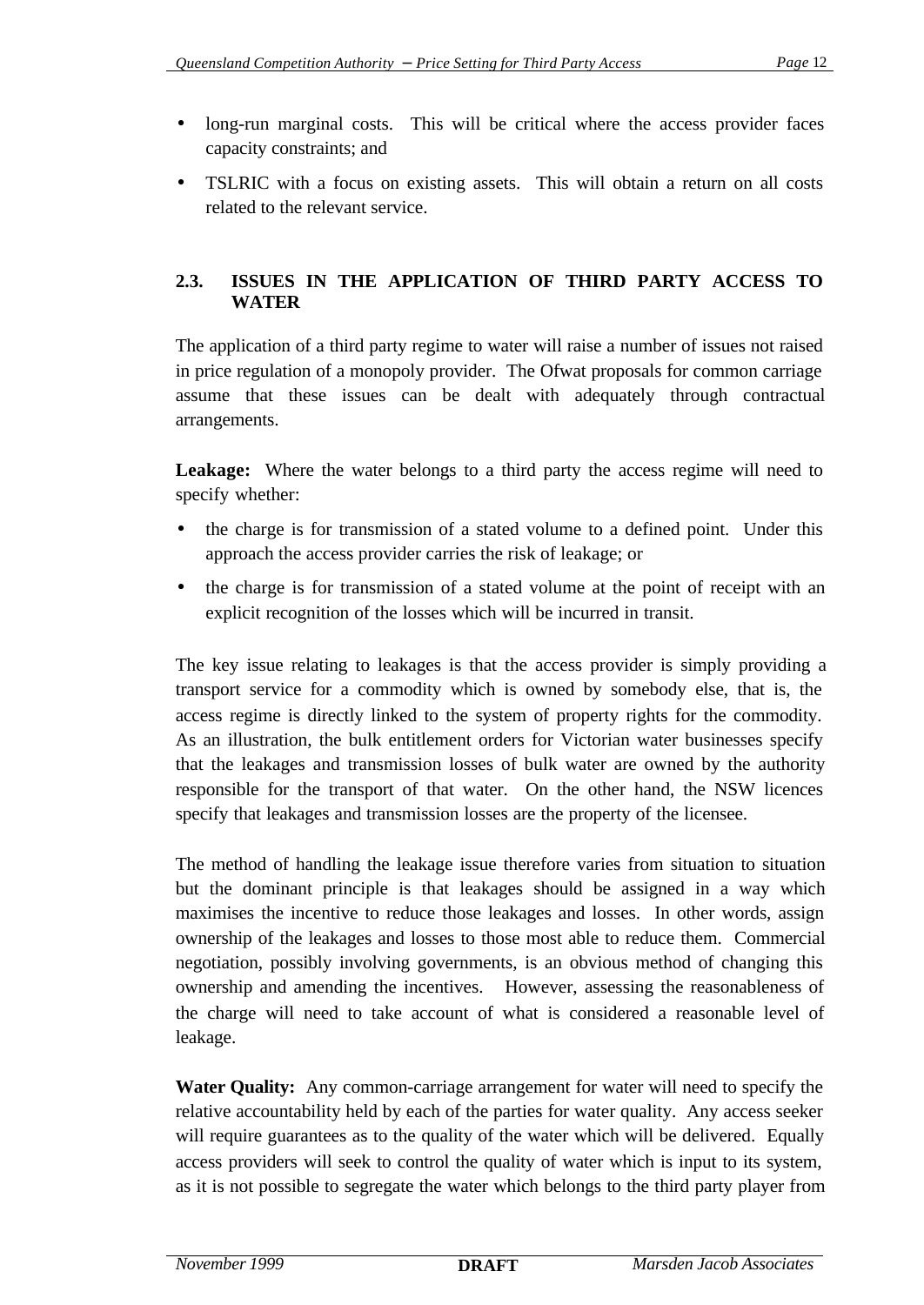- long-run marginal costs. This will be critical where the access provider faces capacity constraints; and
- TSLRIC with a focus on existing assets. This will obtain a return on all costs related to the relevant service.

## 2.3. ISSUES IN THE APPLICATION OF THIRD PARTY ACCESS TO WATER

The application of a third party regime to water will raise a number of issues not raised in price regulation of a monopoly provider. The Ofwat proposals for common carriage assume that these issues can be dealt with adequately through contractual arrangements.

**Leakage:** Where the water belongs to a third party the access regime will need to specify whether:

- the charge is for transmission of a stated volume to a defined point. Under this approach the access provider carries the risk of leakage; or
- the charge is for transmission of a stated volume at the point of receipt with an explicit recognition of the losses which will be incurred in transit.

The key issue relating to leakages is that the access provider is simply providing a transport service for a commodity which is owned by somebody else, that is, the access regime is directly linked to the system of property rights for the commodity. As an illustration, the bulk entitlement orders for Victorian water businesses specify that the leakages and transmission losses of bulk water are owned by the authority responsible for the transport of that water. On the other hand, the NSW licences specify that leakages and transmission losses are the property of the licensee.

The method of handling the leakage issue therefore varies from situation to situation but the dominant principle is that leakages should be assigned in a way which maximises the incentive to reduce those leakages and losses. In other words, assign ownership of the leakages and losses to those most able to reduce them. Commercial negotiation, possibly involving governments, is an obvious method of changing this ownership and amending the incentives. However, assessing the reasonableness of the charge will need to take account of what is considered a reasonable level of leakage.

**Water Quality:** Any common-carriage arrangement for water will need to specify the relative accountability held by each of the parties for water quality. Any access seeker will require guarantees as to the quality of the water which will be delivered. Equally access providers will seek to control the quality of water which is input to its system, as it is not possible to segregate the water which belongs to the third party player from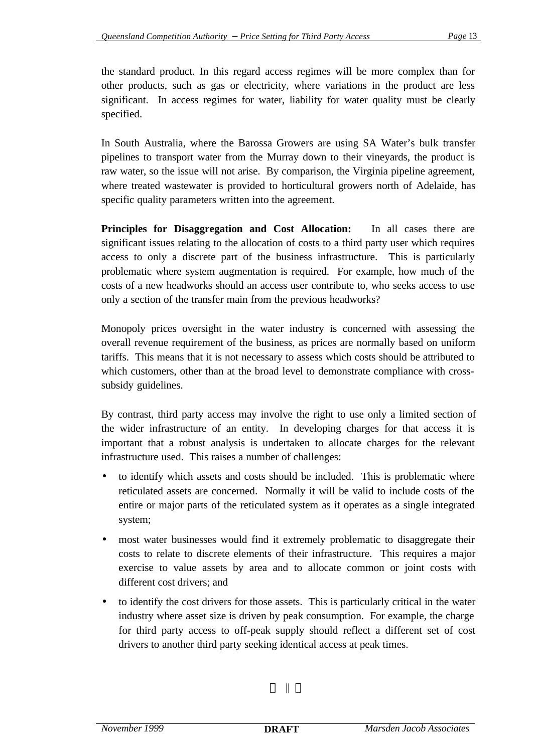the standard product. In this regard access regimes will be more complex than for other products, such as gas or electricity, where variations in the product are less significant. In access regimes for water, liability for water quality must be clearly specified.

In South Australia, where the Barossa Growers are using SA Water's bulk transfer pipelines to transport water from the Murray down to their vineyards, the product is raw water, so the issue will not arise. By comparison, the Virginia pipeline agreement, where treated wastewater is provided to horticultural growers north of Adelaide, has specific quality parameters written into the agreement.

**Principles for Disaggregation and Cost Allocation:** In all cases there are significant issues relating to the allocation of costs to a third party user which requires access to only a discrete part of the business infrastructure. This is particularly problematic where system augmentation is required. For example, how much of the costs of a new headworks should an access user contribute to, who seeks access to use only a section of the transfer main from the previous headworks?

Monopoly prices oversight in the water industry is concerned with assessing the overall revenue requirement of the business, as prices are normally based on uniform tariffs. This means that it is not necessary to assess which costs should be attributed to which customers, other than at the broad level to demonstrate compliance with cross-subsidy guidelines.

By contrast, third party access may involve the right to use only a limited section of the wider infrastructure of an entity. In developing charges for that access it is important that a robust analysis is undertaken to allocate charges for the relevant infrastructure used. This raises a number of challenges:

- to identify which assets and costs should be included. This is problematic where reticulated assets are concerned. Normally it will be valid to include costs of the entire or major parts of the reticulated system as it operates as a single integrated system;
- most water businesses would find it extremely problematic to disaggregate their costs to relate to discrete elements of their infrastructure. This requires a major exercise to value assets by area and to allocate common or joint costs with different cost drivers; and
- to identify the cost drivers for those assets. This is particularly critical in the water industry where asset size is driven by peak consumption. For example, the charge for third party access to off-peak supply should reflect a different set of cost drivers to another third party seeking identical access at peak times.